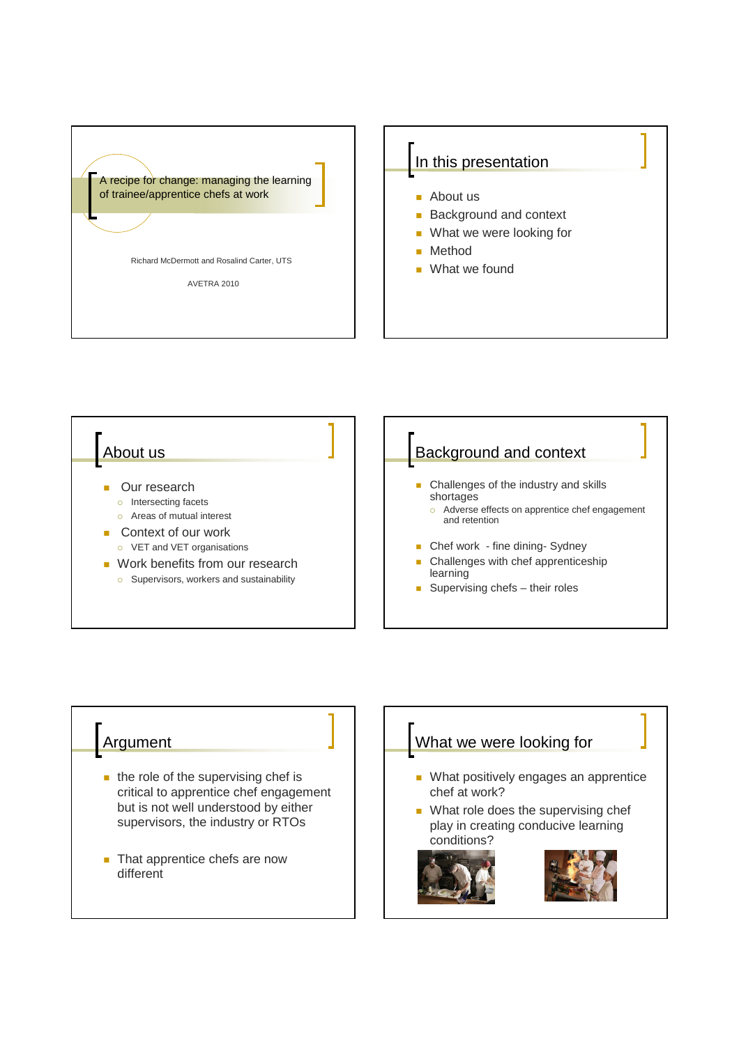# A recipe for change: managing the learning of trainee/apprentice chefs at work

Richard McDermott and Rosalind Carter, UTS

AVETRA 2010

## In this presentation

- About us
- Background and context
- What we were looking for
- Method
- What we found

## About us

- Our research
  - Intersecting facets
  - Areas of mutual interest
- Context of our work
  - VET and VET organisations
- Work benefits from our research
  - Supervisors, workers and sustainability

## Background and context

- Challenges of the industry and skills shortages
  - Adverse effects on apprentice chef engagement and retention
- Chef work - fine dining- Sydney
- Challenges with chef apprenticeship learning
- Supervising chefs – their roles

## Argument

- the role of the supervising chef is critical to apprentice chef engagement but is not well understood by either supervisors, the industry or RTOs
- That apprentice chefs are now different

## What we were looking for

- What positively engages an apprentice chef at work?
- What role does the supervising chef play in creating conducive learning conditions?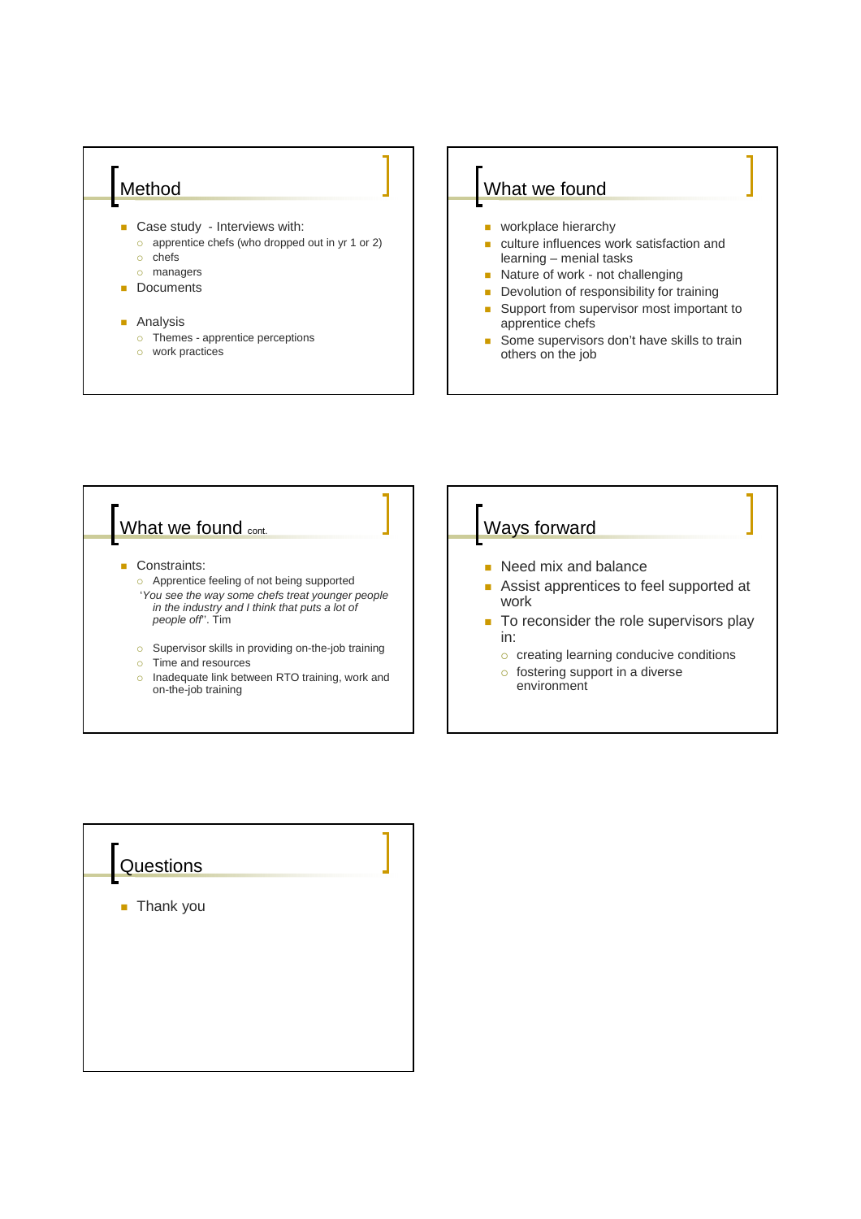## Method

- Case study - Interviews with:
  - apprentice chefs (who dropped out in yr 1 or 2)
  - chefs
  - managers
- Documents
- Analysis
  - Themes - apprentice perceptions
  - work practices

## What we found

- workplace hierarchy
- culture influences work satisfaction and learning – menial tasks
- Nature of work - not challenging
- Devolution of responsibility for training
- Support from supervisor most important to apprentice chefs
- Some supervisors don't have skills to train others on the job

## What we found cont.

- Constraints:
  - Apprentice feeling of not being supported
  
    '*You see the way some chefs treat younger people in the industry and I think that puts a lot of people off*'. Tim
  - Supervisor skills in providing on-the-job training
  - Time and resources
  - Inadequate link between RTO training, work and on-the-job training

## Ways forward

- Need mix and balance
- Assist apprentices to feel supported at work
- To reconsider the role supervisors play in:
  - creating learning conducive conditions
  - fostering support in a diverse environment

## Questions

- Thank you